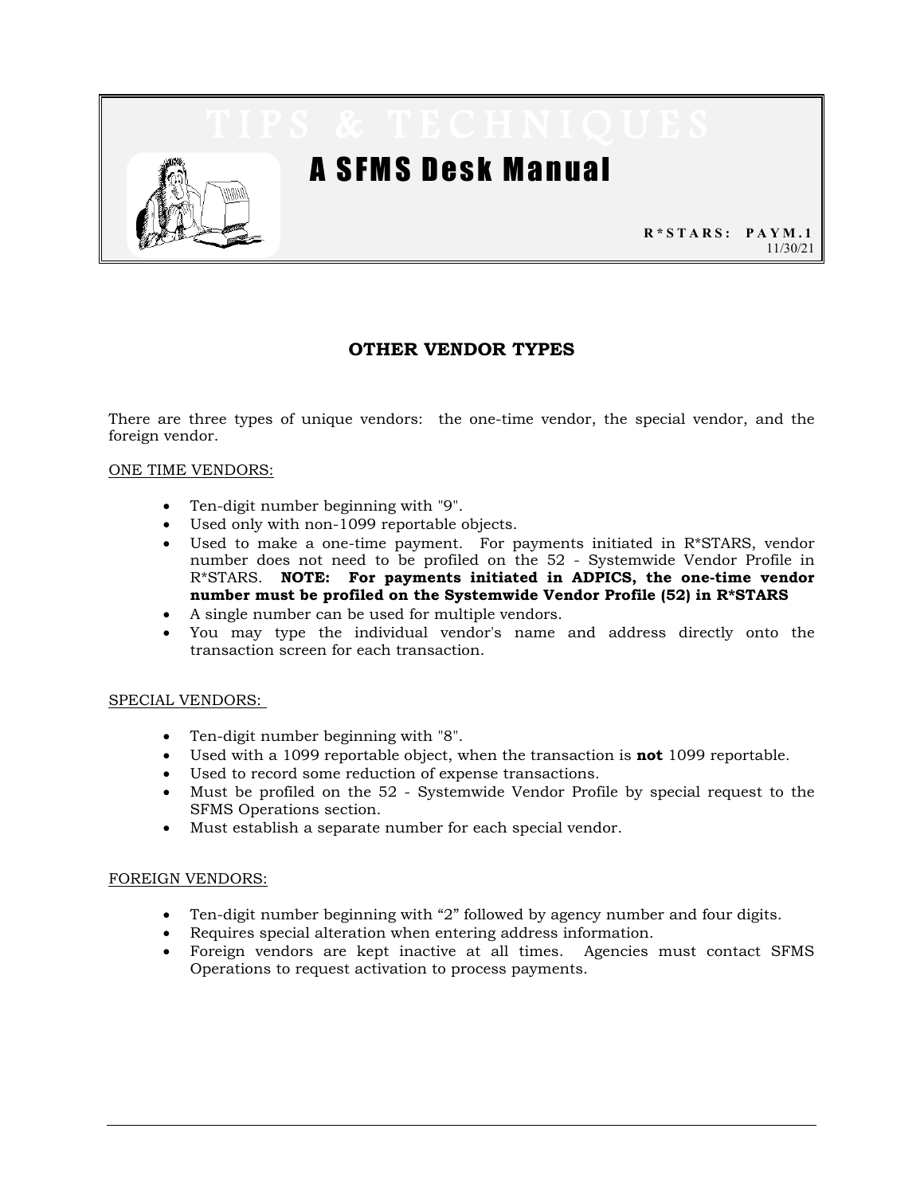# TIPS & TECHNIQUES

## A SFMS Desk Manual

**R*STARS: PAYM.1**
11/30/21

### OTHER VENDOR TYPES

There are three types of unique vendors: the one-time vendor, the special vendor, and the foreign vendor.

ONE TIME VENDORS:

- Ten-digit number beginning with "9".
- Used only with non-1099 reportable objects.
- Used to make a one-time payment. For payments initiated in R*STARS, vendor number does not need to be profiled on the 52 - Systemwide Vendor Profile in R*STARS. **NOTE: For payments initiated in ADPICS, the one-time vendor number must be profiled on the Systemwide Vendor Profile (52) in R*STARS**
- A single number can be used for multiple vendors.
- You may type the individual vendor's name and address directly onto the transaction screen for each transaction.

SPECIAL VENDORS:

- Ten-digit number beginning with "8".
- Used with a 1099 reportable object, when the transaction is **not** 1099 reportable.
- Used to record some reduction of expense transactions.
- Must be profiled on the 52 - Systemwide Vendor Profile by special request to the SFMS Operations section.
- Must establish a separate number for each special vendor.

FOREIGN VENDORS:

- Ten-digit number beginning with "2" followed by agency number and four digits.
- Requires special alteration when entering address information.
- Foreign vendors are kept inactive at all times. Agencies must contact SFMS Operations to request activation to process payments.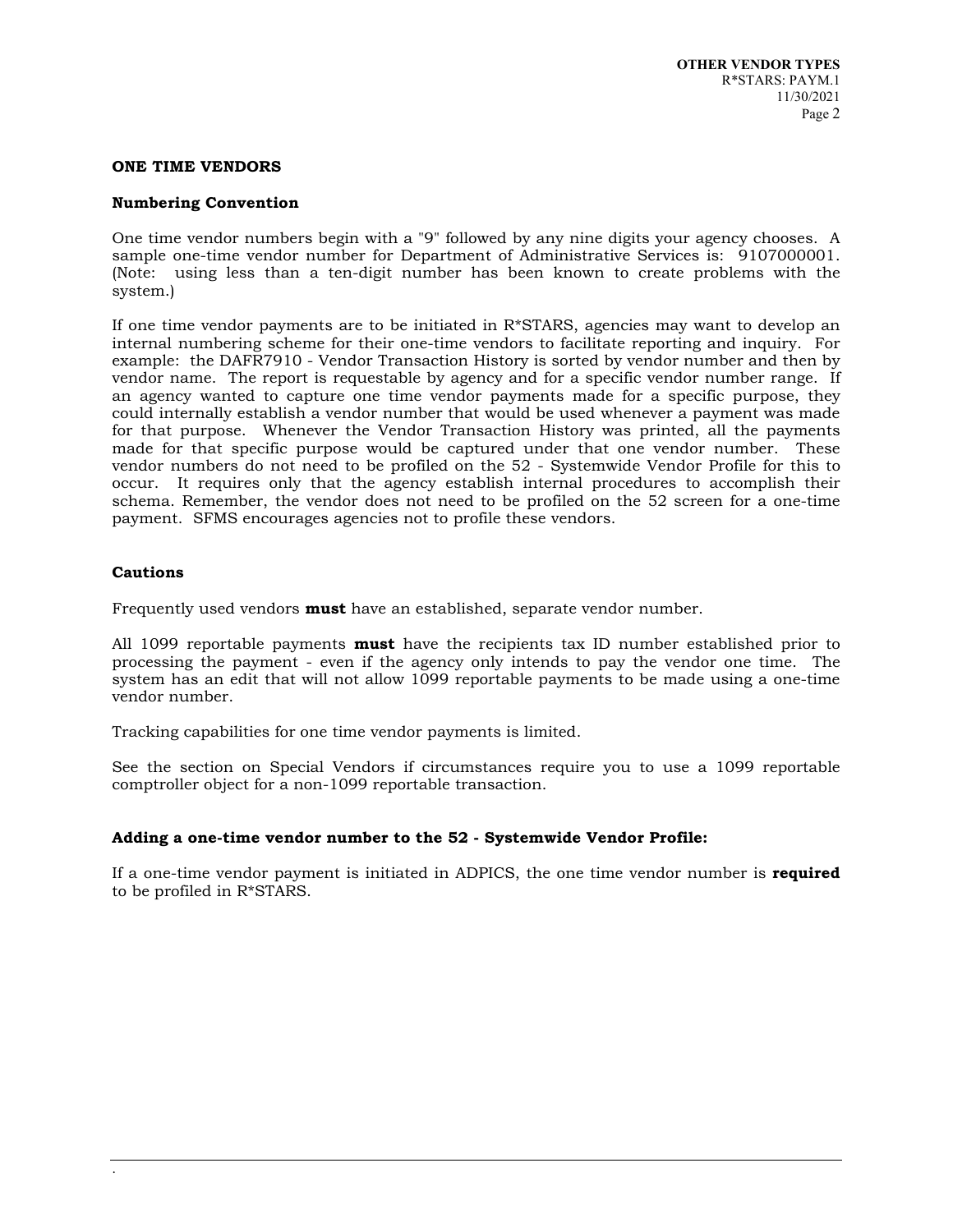## ONE TIME VENDORS

### Numbering Convention

One time vendor numbers begin with a "9" followed by any nine digits your agency chooses. A sample one-time vendor number for Department of Administrative Services is: 9107000001. (Note: using less than a ten-digit number has been known to create problems with the system.)

If one time vendor payments are to be initiated in R*STARS, agencies may want to develop an internal numbering scheme for their one-time vendors to facilitate reporting and inquiry. For example: the DAFR7910 - Vendor Transaction History is sorted by vendor number and then by vendor name. The report is requestable by agency and for a specific vendor number range. If an agency wanted to capture one time vendor payments made for a specific purpose, they could internally establish a vendor number that would be used whenever a payment was made for that purpose. Whenever the Vendor Transaction History was printed, all the payments made for that specific purpose would be captured under that one vendor number. These vendor numbers do not need to be profiled on the 52 - Systemwide Vendor Profile for this to occur. It requires only that the agency establish internal procedures to accomplish their schema. Remember, the vendor does not need to be profiled on the 52 screen for a one-time payment. SFMS encourages agencies not to profile these vendors.

### Cautions

Frequently used vendors **must** have an established, separate vendor number.

All 1099 reportable payments **must** have the recipients tax ID number established prior to processing the payment - even if the agency only intends to pay the vendor one time. The system has an edit that will not allow 1099 reportable payments to be made using a one-time vendor number.

Tracking capabilities for one time vendor payments is limited.

See the section on Special Vendors if circumstances require you to use a 1099 reportable comptroller object for a non-1099 reportable transaction.

### Adding a one-time vendor number to the 52 - Systemwide Vendor Profile:

If a one-time vendor payment is initiated in ADPICS, the one time vendor number is **required** to be profiled in R*STARS.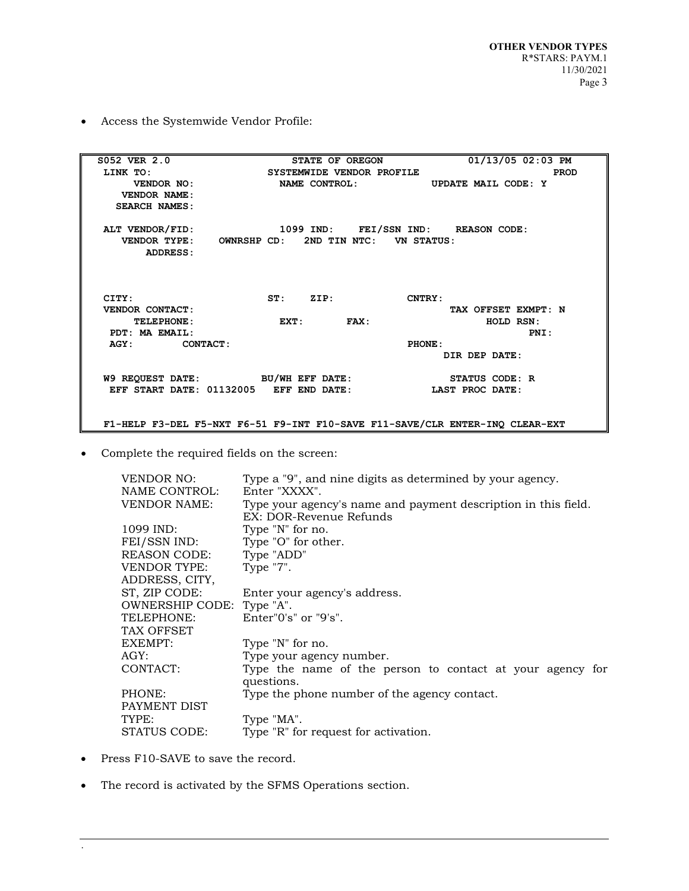- Access the Systemwide Vendor Profile:

```
 S052 VER 2.0                  STATE OF OREGON            01/13/05 02:03 PM
 LINK TO:                  SYSTEMWIDE VENDOR PROFILE                     PROD
     VENDOR NO:              NAME CONTROL:           UPDATE MAIL CODE: Y
    VENDOR NAME:
   SEARCH NAMES:

 ALT VENDOR/FID:             1099 IND:    FEI/SSN IND:    REASON CODE:
    VENDOR TYPE:    OWNRSHP CD:   2ND TIN NTC:   VN STATUS:
        ADDRESS:



 CITY:                      ST:    ZIP:           CNTRY:
 VENDOR CONTACT:                                         TAX OFFSET EXMPT: N
     TELEPHONE:              EXT:       FAX:                    HOLD RSN:
  PDT: MA EMAIL:                                                        PNI:
  AGY:       CONTACT:                             PHONE:
                                                        DIR DEP DATE:

 W9 REQUEST DATE:          BU/WH EFF DATE:               STATUS CODE: R
  EFF START DATE: 01132005   EFF END DATE:             LAST PROC DATE:


 F1-HELP F3-DEL F5-NXT F6-51 F9-INT F10-SAVE F11-SAVE/CLR ENTER-INQ CLEAR-EXT
```

- Complete the required fields on the screen:

| | |
|---|---|
| VENDOR NO: | Type a "9", and nine digits as determined by your agency. |
| NAME CONTROL: | Enter "XXXX". |
| VENDOR NAME: | Type your agency's name and payment description in this field. EX: DOR-Revenue Refunds |
| 1099 IND: | Type "N" for no. |
| FEI/SSN IND: | Type "O" for other. |
| REASON CODE: | Type "ADD" |
| VENDOR TYPE: | Type "7". |
| ADDRESS, CITY, ST, ZIP CODE: | Enter your agency's address. |
| OWNERSHIP CODE: | Type "A". |
| TELEPHONE: | Enter"0's" or "9's". |
| TAX OFFSET EXEMPT: | Type "N" for no. |
| AGY: | Type your agency number. |
| CONTACT: | Type the name of the person to contact at your agency for questions. |
| PHONE: | Type the phone number of the agency contact. |
| PAYMENT DIST TYPE: | Type "MA". |
| STATUS CODE: | Type "R" for request for activation. |

- Press F10-SAVE to save the record.

- The record is activated by the SFMS Operations section.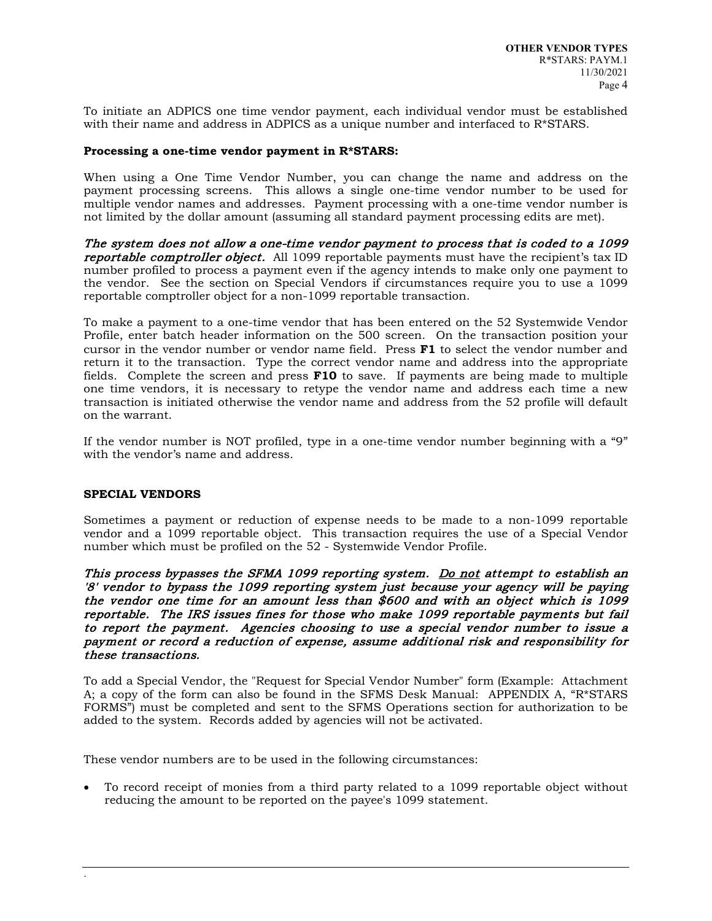To initiate an ADPICS one time vendor payment, each individual vendor must be established with their name and address in ADPICS as a unique number and interfaced to R*STARS.

**Processing a one-time vendor payment in R*STARS:**

When using a One Time Vendor Number, you can change the name and address on the payment processing screens. This allows a single one-time vendor number to be used for multiple vendor names and addresses. Payment processing with a one-time vendor number is not limited by the dollar amount (assuming all standard payment processing edits are met).

***The system does not allow a one-time vendor payment to process that is coded to a 1099 reportable comptroller object.*** All 1099 reportable payments must have the recipient's tax ID number profiled to process a payment even if the agency intends to make only one payment to the vendor. See the section on Special Vendors if circumstances require you to use a 1099 reportable comptroller object for a non-1099 reportable transaction.

To make a payment to a one-time vendor that has been entered on the 52 Systemwide Vendor Profile, enter batch header information on the 500 screen. On the transaction position your cursor in the vendor number or vendor name field. Press **F1** to select the vendor number and return it to the transaction. Type the correct vendor name and address into the appropriate fields. Complete the screen and press **F10** to save. If payments are being made to multiple one time vendors, it is necessary to retype the vendor name and address each time a new transaction is initiated otherwise the vendor name and address from the 52 profile will default on the warrant.

If the vendor number is NOT profiled, type in a one-time vendor number beginning with a "9" with the vendor's name and address.

## SPECIAL VENDORS

Sometimes a payment or reduction of expense needs to be made to a non-1099 reportable vendor and a 1099 reportable object. This transaction requires the use of a Special Vendor number which must be profiled on the 52 - Systemwide Vendor Profile.

***This process bypasses the SFMA 1099 reporting system. <u>Do not</u> attempt to establish an '8' vendor to bypass the 1099 reporting system just because your agency will be paying the vendor one time for an amount less than $600 and with an object which is 1099 reportable. The IRS issues fines for those who make 1099 reportable payments but fail to report the payment. Agencies choosing to use a special vendor number to issue a payment or record a reduction of expense, assume additional risk and responsibility for these transactions.***

To add a Special Vendor, the "Request for Special Vendor Number" form (Example: Attachment A; a copy of the form can also be found in the SFMS Desk Manual: APPENDIX A, "R*STARS FORMS") must be completed and sent to the SFMS Operations section for authorization to be added to the system. Records added by agencies will not be activated.

These vendor numbers are to be used in the following circumstances:

- To record receipt of monies from a third party related to a 1099 reportable object without reducing the amount to be reported on the payee's 1099 statement.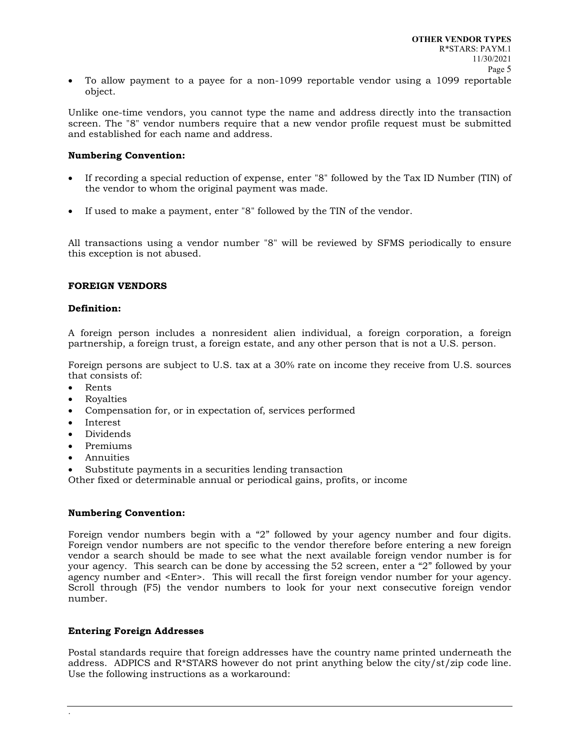- To allow payment to a payee for a non-1099 reportable vendor using a 1099 reportable object.

Unlike one-time vendors, you cannot type the name and address directly into the transaction screen. The "8" vendor numbers require that a new vendor profile request must be submitted and established for each name and address.

**Numbering Convention:**

- If recording a special reduction of expense, enter "8" followed by the Tax ID Number (TIN) of the vendor to whom the original payment was made.

- If used to make a payment, enter "8" followed by the TIN of the vendor.

All transactions using a vendor number "8" will be reviewed by SFMS periodically to ensure this exception is not abused.

## FOREIGN VENDORS

**Definition:**

A foreign person includes a nonresident alien individual, a foreign corporation, a foreign partnership, a foreign trust, a foreign estate, and any other person that is not a U.S. person.

Foreign persons are subject to U.S. tax at a 30% rate on income they receive from U.S. sources that consists of:

- Rents
- Royalties
- Compensation for, or in expectation of, services performed
- Interest
- Dividends
- Premiums
- Annuities
- Substitute payments in a securities lending transaction

Other fixed or determinable annual or periodical gains, profits, or income

**Numbering Convention:**

Foreign vendor numbers begin with a “2” followed by your agency number and four digits. Foreign vendor numbers are not specific to the vendor therefore before entering a new foreign vendor a search should be made to see what the next available foreign vendor number is for your agency. This search can be done by accessing the 52 screen, enter a “2” followed by your agency number and <Enter>. This will recall the first foreign vendor number for your agency. Scroll through (F5) the vendor numbers to look for your next consecutive foreign vendor number.

**Entering Foreign Addresses**

Postal standards require that foreign addresses have the country name printed underneath the address. ADPICS and R*STARS however do not print anything below the city/st/zip code line. Use the following instructions as a workaround: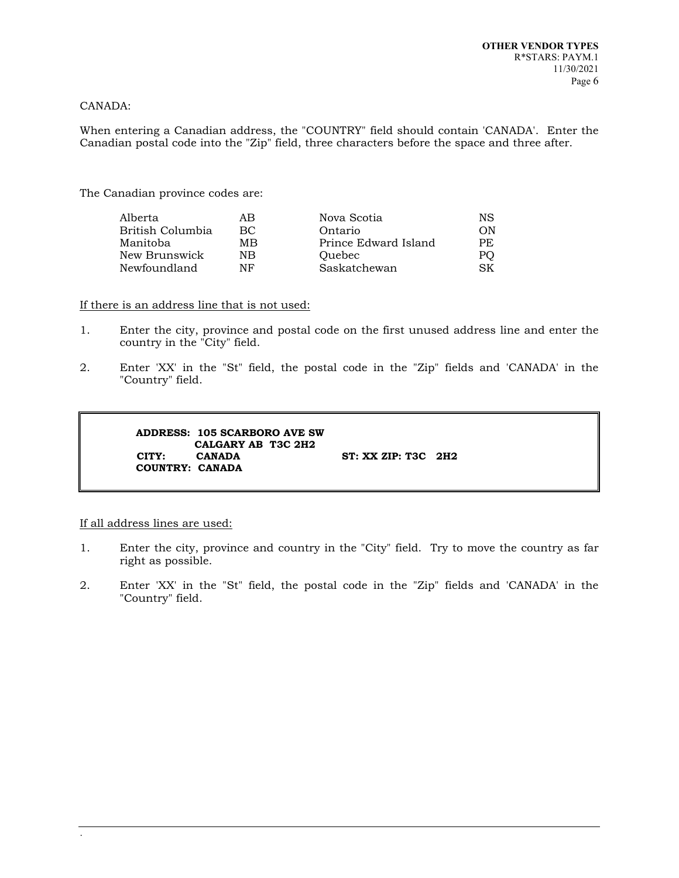CANADA:

When entering a Canadian address, the "COUNTRY" field should contain 'CANADA'. Enter the Canadian postal code into the "Zip" field, three characters before the space and three after.

The Canadian province codes are:

| Province | Code | Province | Code |
|---|---|---|---|
| Alberta | AB | Nova Scotia | NS |
| British Columbia | BC | Ontario | ON |
| Manitoba | MB | Prince Edward Island | PE |
| New Brunswick | NB | Quebec | PQ |
| Newfoundland | NF | Saskatchewan | SK |

If there is an address line that is not used:

1. Enter the city, province and postal code on the first unused address line and enter the country in the "City" field.
2. Enter 'XX' in the "St" field, the postal code in the "Zip" fields and 'CANADA' in the "Country" field.

```
ADDRESS:  105 SCARBORO AVE SW
          CALGARY AB  T3C 2H2
CITY:     CANADA                    ST: XX ZIP: T3C   2H2
COUNTRY:  CANADA
```

If all address lines are used:

1. Enter the city, province and country in the "City" field. Try to move the country as far right as possible.
2. Enter 'XX' in the "St" field, the postal code in the "Zip" fields and 'CANADA' in the "Country" field.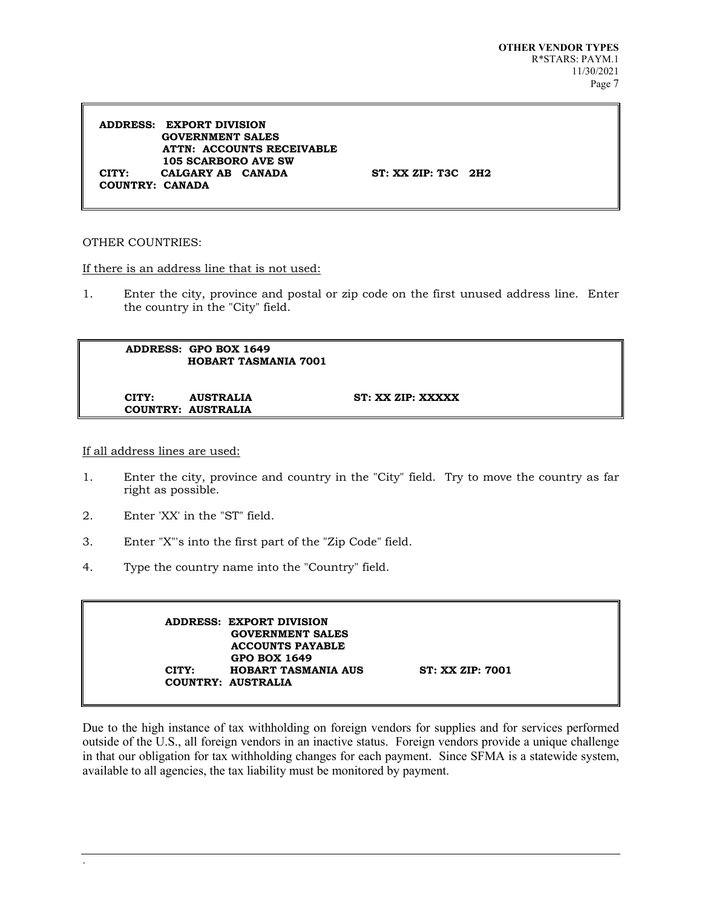```
ADDRESS:  EXPORT DIVISION
          GOVERNMENT SALES
          ATTN:  ACCOUNTS RECEIVABLE
          105 SCARBORO AVE SW
CITY:     CALGARY AB   CANADA          ST: XX ZIP: T3C   2H2
COUNTRY:  CANADA
```

OTHER COUNTRIES:

If there is an address line that is not used:

1. Enter the city, province and postal or zip code on the first unused address line. Enter the country in the "City" field.

```
ADDRESS:  GPO BOX 1649
          HOBART TASMANIA 7001

CITY:     AUSTRALIA                ST: XX ZIP: XXXXX
COUNTRY:  AUSTRALIA
```

If all address lines are used:

1. Enter the city, province and country in the "City" field. Try to move the country as far right as possible.
2. Enter 'XX' in the "ST" field.
3. Enter "X"'s into the first part of the "Zip Code" field.
4. Type the country name into the "Country" field.

```
ADDRESS:  EXPORT DIVISION
          GOVERNMENT SALES
          ACCOUNTS PAYABLE
          GPO BOX 1649
CITY:     HOBART TASMANIA AUS        ST: XX ZIP: 7001
COUNTRY:  AUSTRALIA
```

Due to the high instance of tax withholding on foreign vendors for supplies and for services performed outside of the U.S., all foreign vendors in an inactive status. Foreign vendors provide a unique challenge in that our obligation for tax withholding changes for each payment. Since SFMA is a statewide system, available to all agencies, the tax liability must be monitored by payment.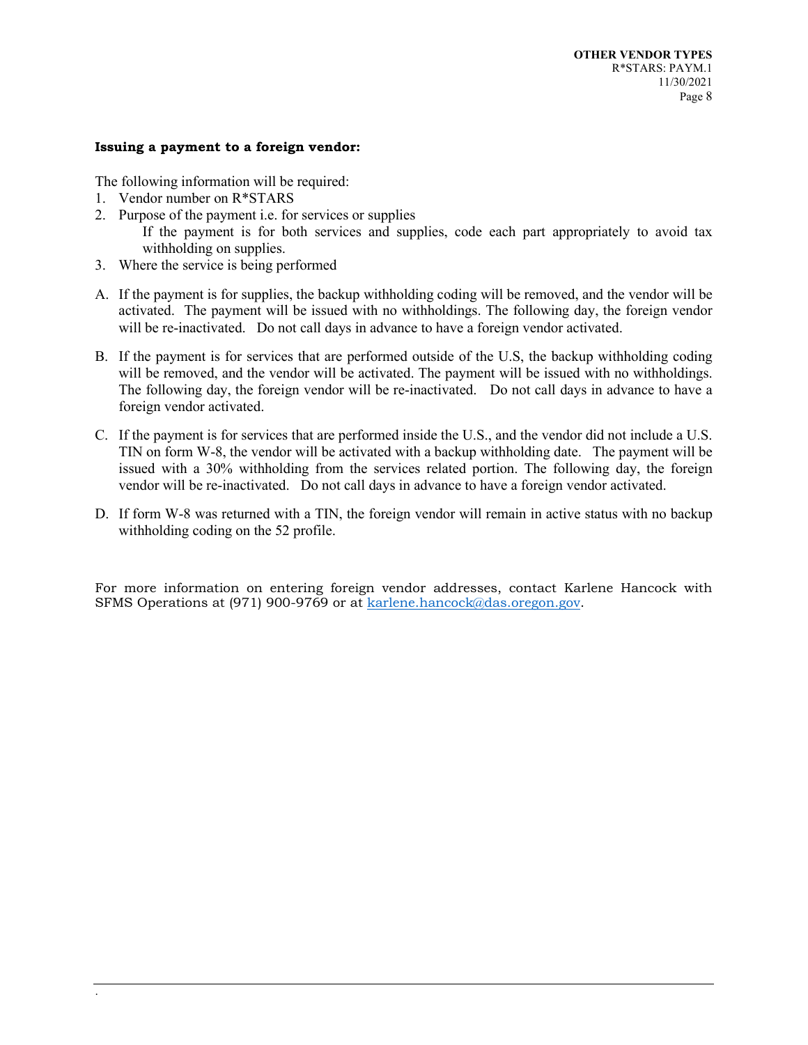**Issuing a payment to a foreign vendor:**

The following information will be required:

1. Vendor number on R*STARS
2. Purpose of the payment i.e. for services or supplies
   If the payment is for both services and supplies, code each part appropriately to avoid tax withholding on supplies.
3. Where the service is being performed

A. If the payment is for supplies, the backup withholding coding will be removed, and the vendor will be activated. The payment will be issued with no withholdings. The following day, the foreign vendor will be re-inactivated. Do not call days in advance to have a foreign vendor activated.

B. If the payment is for services that are performed outside of the U.S, the backup withholding coding will be removed, and the vendor will be activated. The payment will be issued with no withholdings. The following day, the foreign vendor will be re-inactivated. Do not call days in advance to have a foreign vendor activated.

C. If the payment is for services that are performed inside the U.S., and the vendor did not include a U.S. TIN on form W-8, the vendor will be activated with a backup withholding date. The payment will be issued with a 30% withholding from the services related portion. The following day, the foreign vendor will be re-inactivated. Do not call days in advance to have a foreign vendor activated.

D. If form W-8 was returned with a TIN, the foreign vendor will remain in active status with no backup withholding coding on the 52 profile.

For more information on entering foreign vendor addresses, contact Karlene Hancock with SFMS Operations at (971) 900-9769 or at karlene.hancock@das.oregon.gov.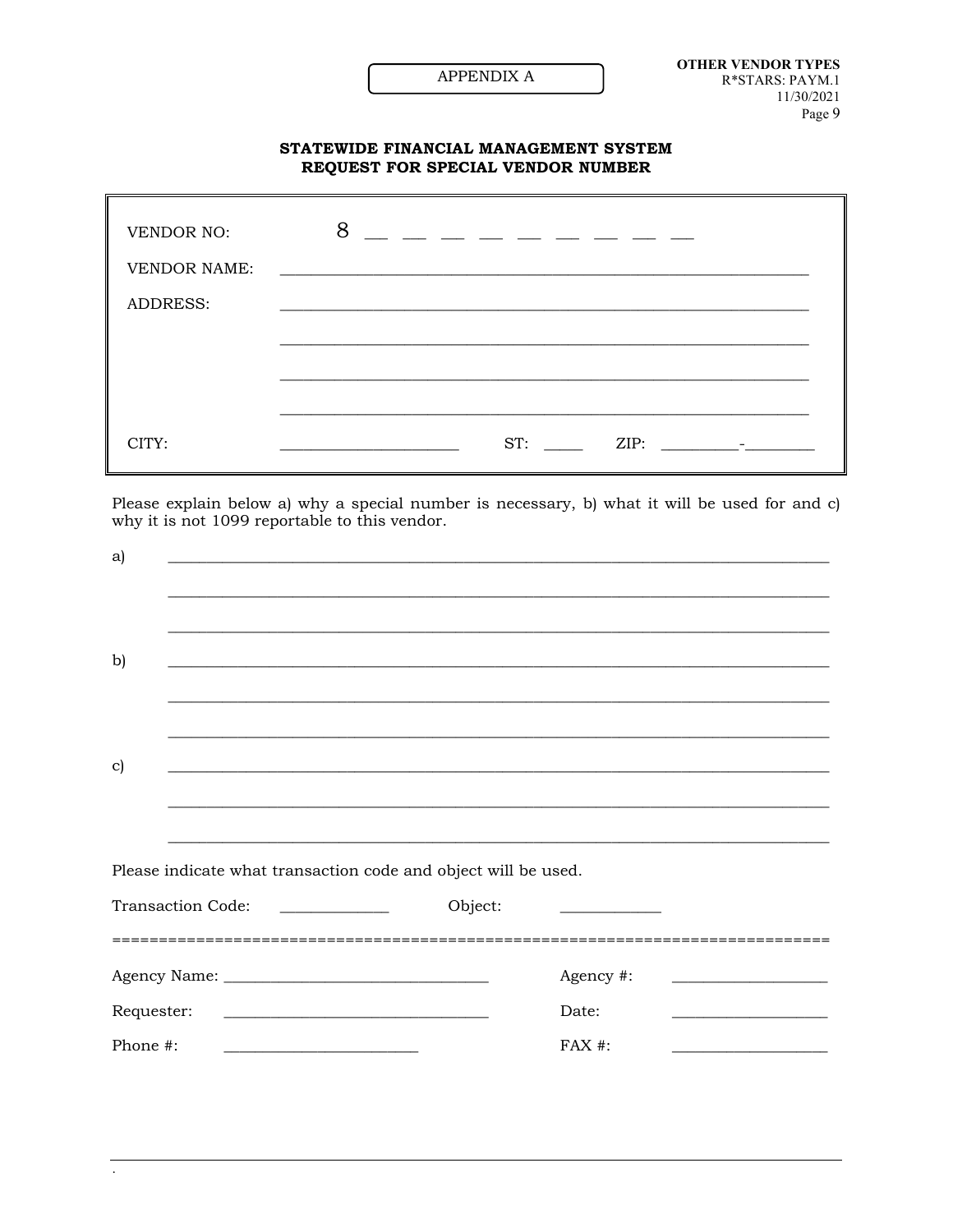APPENDIX A

**OTHER VENDOR TYPES**
R*STARS: PAYM.1
11/30/2021

## STATEWIDE FINANCIAL MANAGEMENT SYSTEM
## REQUEST FOR SPECIAL VENDOR NUMBER

| | |
|---|---|
| VENDOR NO: | 8 __ __ __ __ __ __ __ __ __ __ |
| VENDOR NAME: | ______________________________ |
| ADDRESS: | ______________________________ |
| | ______________________________ |
| | ______________________________ |
| | ______________________________ |
| CITY: | ____________ ST: _____ ZIP: _________-________ |

Please explain below a) why a special number is necessary, b) what it will be used for and c) why it is not 1099 reportable to this vendor.

a) ______________________________________________________________

______________________________________________________________

______________________________________________________________

b) ______________________________________________________________

______________________________________________________________

______________________________________________________________

c) ______________________________________________________________

______________________________________________________________

______________________________________________________________

Please indicate what transaction code and object will be used.

Transaction Code: _____________ Object: ____________

==========================================================================

Agency Name: ______________________________ Agency #: __________________

Requester: ______________________________ Date: __________________

Phone #: ______________________ FAX #: __________________